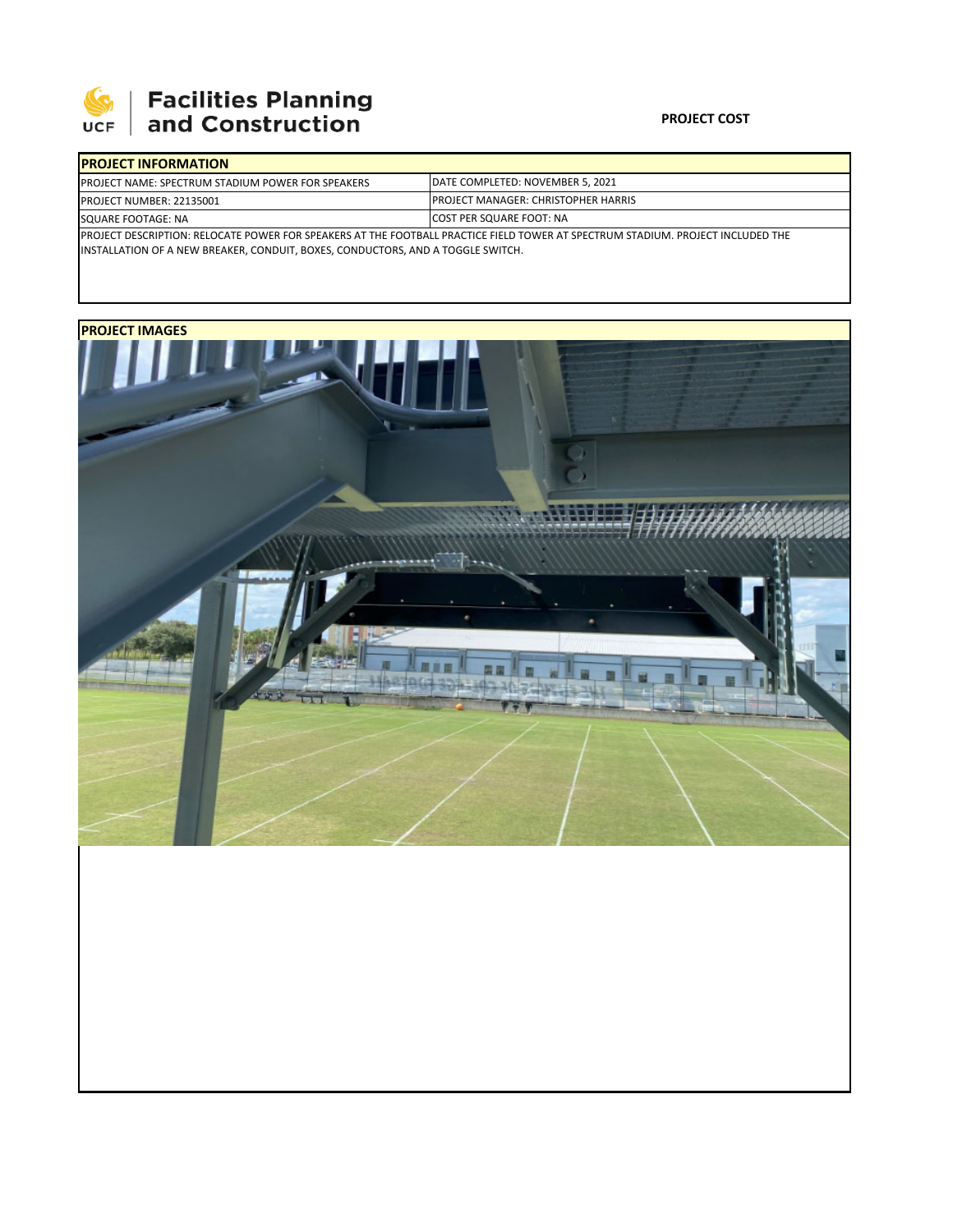Facilities Planning and Construction

**PROJECT COST**

| PROJECT INFORMATION | |
|---|---|
| PROJECT NAME: SPECTRUM STADIUM POWER FOR SPEAKERS | DATE COMPLETED: NOVEMBER 5, 2021 |
| PROJECT NUMBER: 22135001 | PROJECT MANAGER: CHRISTOPHER HARRIS |
| SQUARE FOOTAGE: NA | COST PER SQUARE FOOT: NA |

PROJECT DESCRIPTION: RELOCATE POWER FOR SPEAKERS AT THE FOOTBALL PRACTICE FIELD TOWER AT SPECTRUM STADIUM. PROJECT INCLUDED THE INSTALLATION OF A NEW BREAKER, CONDUIT, BOXES, CONDUCTORS, AND A TOGGLE SWITCH.

**PROJECT IMAGES**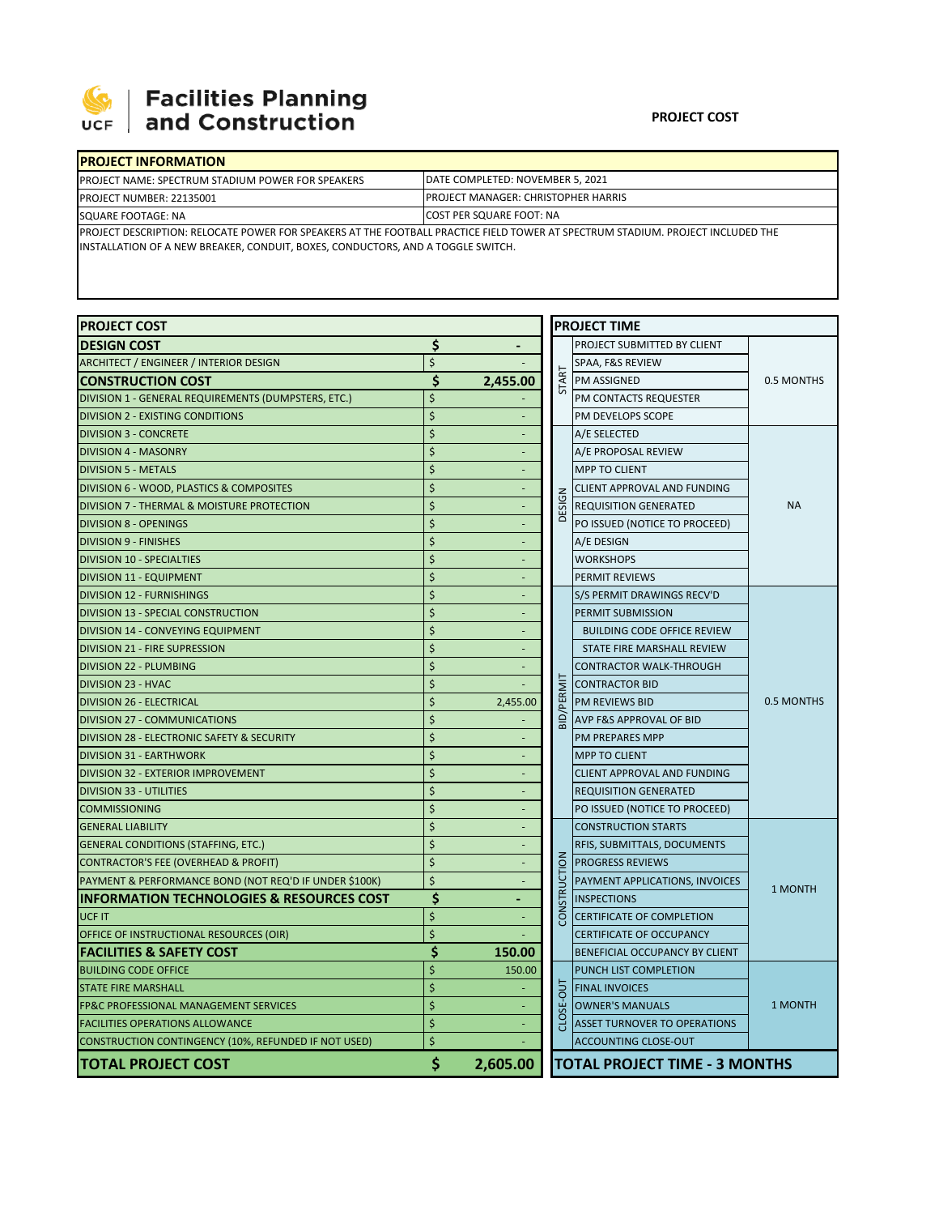Facilities Planning and Construction

**PROJECT COST**

| PROJECT INFORMATION | |
|---|---|
| PROJECT NAME: SPECTRUM STADIUM POWER FOR SPEAKERS | DATE COMPLETED: NOVEMBER 5, 2021 |
| PROJECT NUMBER: 22135001 | PROJECT MANAGER: CHRISTOPHER HARRIS |
| SQUARE FOOTAGE: NA | COST PER SQUARE FOOT: NA |
| PROJECT DESCRIPTION: RELOCATE POWER FOR SPEAKERS AT THE FOOTBALL PRACTICE FIELD TOWER AT SPECTRUM STADIUM. PROJECT INCLUDED THE INSTALLATION OF A NEW BREAKER, CONDUIT, BOXES, CONDUCTORS, AND A TOGGLE SWITCH. | |

| PROJECT COST | | |
|---|---|---|
| **DESIGN COST** | **$** | **-** |
| ARCHITECT / ENGINEER / INTERIOR DESIGN | $ | - |
| **CONSTRUCTION COST** | **$** | **2,455.00** |
| DIVISION 1 - GENERAL REQUIREMENTS (DUMPSTERS, ETC.) | $ | - |
| DIVISION 2 - EXISTING CONDITIONS | $ | - |
| DIVISION 3 - CONCRETE | $ | - |
| DIVISION 4 - MASONRY | $ | - |
| DIVISION 5 - METALS | $ | - |
| DIVISION 6 - WOOD, PLASTICS & COMPOSITES | $ | - |
| DIVISION 7 - THERMAL & MOISTURE PROTECTION | $ | - |
| DIVISION 8 - OPENINGS | $ | - |
| DIVISION 9 - FINISHES | $ | - |
| DIVISION 10 - SPECIALTIES | $ | - |
| DIVISION 11 - EQUIPMENT | $ | - |
| DIVISION 12 - FURNISHINGS | $ | - |
| DIVISION 13 - SPECIAL CONSTRUCTION | $ | - |
| DIVISION 14 - CONVEYING EQUIPMENT | $ | - |
| DIVISION 21 - FIRE SUPRESSION | $ | - |
| DIVISION 22 - PLUMBING | $ | - |
| DIVISION 23 - HVAC | $ | - |
| DIVISION 26 - ELECTRICAL | $ | 2,455.00 |
| DIVISION 27 - COMMUNICATIONS | $ | - |
| DIVISION 28 - ELECTRONIC SAFETY & SECURITY | $ | - |
| DIVISION 31 - EARTHWORK | $ | - |
| DIVISION 32 - EXTERIOR IMPROVEMENT | $ | - |
| DIVISION 33 - UTILITIES | $ | - |
| COMMISSIONING | $ | - |
| GENERAL LIABILITY | $ | - |
| GENERAL CONDITIONS (STAFFING, ETC.) | $ | - |
| CONTRACTOR'S FEE (OVERHEAD & PROFIT) | $ | - |
| PAYMENT & PERFORMANCE BOND (NOT REQ'D IF UNDER $100K) | $ | - |
| **INFORMATION TECHNOLOGIES & RESOURCES COST** | **$** | **-** |
| UCF IT | $ | - |
| OFFICE OF INSTRUCTIONAL RESOURCES (OIR) | $ | - |
| **FACILITIES & SAFETY COST** | **$** | **150.00** |
| BUILDING CODE OFFICE | $ | 150.00 |
| STATE FIRE MARSHALL | $ | - |
| FP&C PROFESSIONAL MANAGEMENT SERVICES | $ | - |
| FACILITIES OPERATIONS ALLOWANCE | $ | - |
| CONSTRUCTION CONTINGENCY (10%, REFUNDED IF NOT USED) | $ | - |
| **TOTAL PROJECT COST** | **$** | **2,605.00** |

| PROJECT TIME | | |
|---|---|---|
| START | PROJECT SUBMITTED BY CLIENT | 0.5 MONTHS |
| | SPAA, F&S REVIEW | |
| | PM ASSIGNED | |
| | PM CONTACTS REQUESTER | |
| | PM DEVELOPS SCOPE | |
| DESIGN | A/E SELECTED | NA |
| | A/E PROPOSAL REVIEW | |
| | MPP TO CLIENT | |
| | CLIENT APPROVAL AND FUNDING | |
| | REQUISITION GENERATED | |
| | PO ISSUED (NOTICE TO PROCEED) | |
| | A/E DESIGN | |
| | WORKSHOPS | |
| | PERMIT REVIEWS | |
| BID/PERMIT | S/S PERMIT DRAWINGS RECV'D | 0.5 MONTHS |
| | PERMIT SUBMISSION | |
| | BUILDING CODE OFFICE REVIEW | |
| | STATE FIRE MARSHALL REVIEW | |
| | CONTRACTOR WALK-THROUGH | |
| | CONTRACTOR BID | |
| | PM REVIEWS BID | |
| | AVP F&S APPROVAL OF BID | |
| | PM PREPARES MPP | |
| | MPP TO CLIENT | |
| | CLIENT APPROVAL AND FUNDING | |
| | REQUISITION GENERATED | |
| | PO ISSUED (NOTICE TO PROCEED) | |
| CONSTRUCTION | CONSTRUCTION STARTS | 1 MONTH |
| | RFIS, SUBMITTALS, DOCUMENTS | |
| | PROGRESS REVIEWS | |
| | PAYMENT APPLICATIONS, INVOICES | |
| | INSPECTIONS | |
| | CERTIFICATE OF COMPLETION | |
| | CERTIFICATE OF OCCUPANCY | |
| | BENEFICIAL OCCUPANCY BY CLIENT | |
| CLOSE-OUT | PUNCH LIST COMPLETION | 1 MONTH |
| | FINAL INVOICES | |
| | OWNER'S MANUALS | |
| | ASSET TURNOVER TO OPERATIONS | |
| | ACCOUNTING CLOSE-OUT | |
| **TOTAL PROJECT TIME - 3 MONTHS** | | |